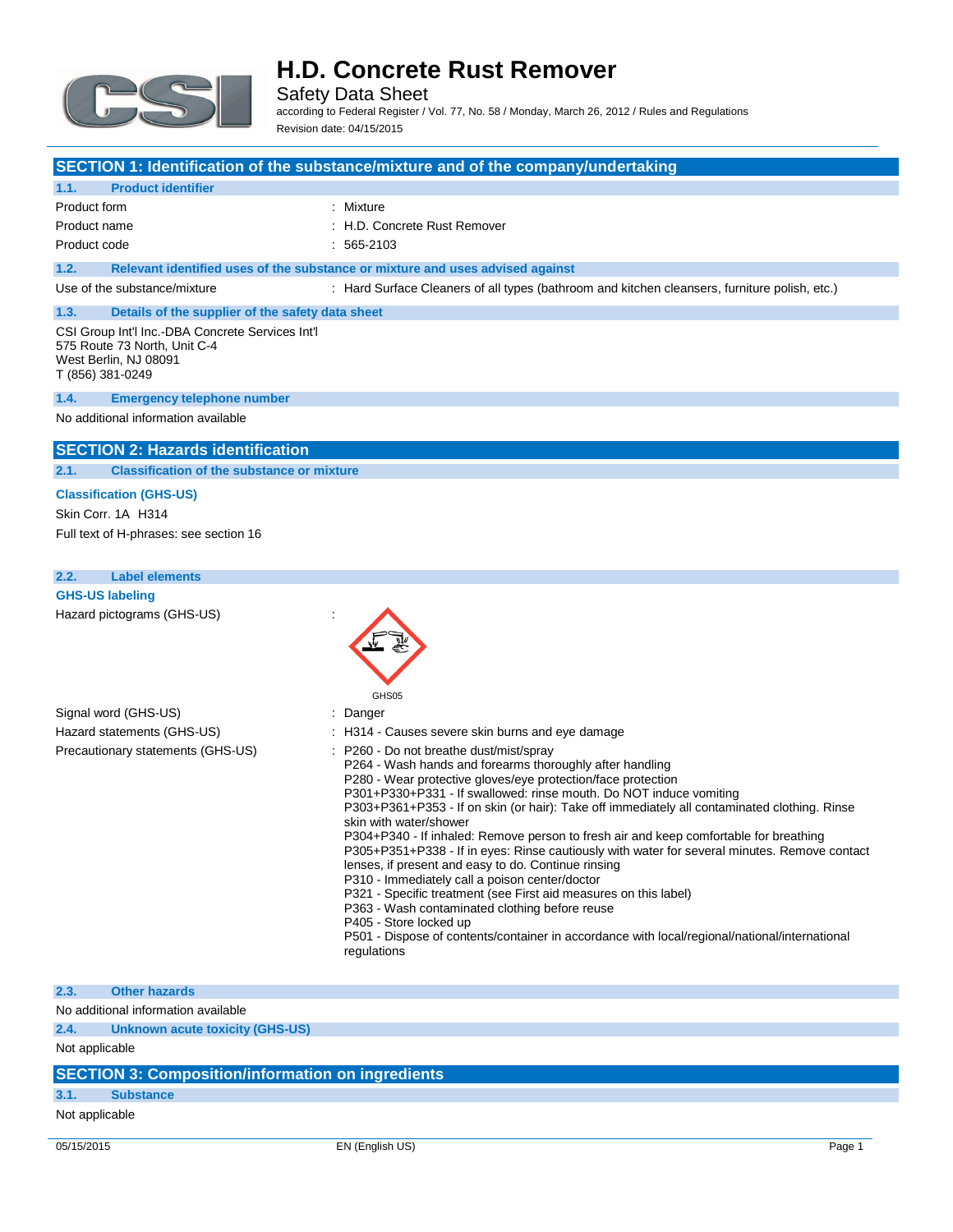# H.D. Concrete Rust Remover

Safety Data Sheet

according to Federal Register / Vol. 77, No. 58 / Monday, March 26, 2012 / Rules and Regulations

Revision date: 04/15/2015

## SECTION 1: Identification of the substance/mixture and of the company/undertaking

### 1.1. Product identifier

| | |
|---|---|
| Product form | : Mixture |
| Product name | : H.D. Concrete Rust Remover |
| Product code | : 565-2103 |

### 1.2. Relevant identified uses of the substance or mixture and uses advised against

Use of the substance/mixture : Hard Surface Cleaners of all types (bathroom and kitchen cleansers, furniture polish, etc.)

### 1.3. Details of the supplier of the safety data sheet

CSI Group Int'l Inc.-DBA Concrete Services Int'l
575 Route 73 North, Unit C-4
West Berlin, NJ 08091
T (856) 381-0249

### 1.4. Emergency telephone number

No additional information available

## SECTION 2: Hazards identification

### 2.1. Classification of the substance or mixture

**Classification (GHS-US)**

Skin Corr. 1A H314

Full text of H-phrases: see section 16

### 2.2. Label elements

**GHS-US labeling**

Hazard pictograms (GHS-US) :

GHS05

Signal word (GHS-US) : Danger

Hazard statements (GHS-US) : H314 - Causes severe skin burns and eye damage

Precautionary statements (GHS-US) :
- P260 - Do not breathe dust/mist/spray
- P264 - Wash hands and forearms thoroughly after handling
- P280 - Wear protective gloves/eye protection/face protection
- P301+P330+P331 - If swallowed: rinse mouth. Do NOT induce vomiting
- P303+P361+P353 - If on skin (or hair): Take off immediately all contaminated clothing. Rinse skin with water/shower
- P304+P340 - If inhaled: Remove person to fresh air and keep comfortable for breathing
- P305+P351+P338 - If in eyes: Rinse cautiously with water for several minutes. Remove contact lenses, if present and easy to do. Continue rinsing
- P310 - Immediately call a poison center/doctor
- P321 - Specific treatment (see First aid measures on this label)
- P363 - Wash contaminated clothing before reuse
- P405 - Store locked up
- P501 - Dispose of contents/container in accordance with local/regional/national/international regulations

### 2.3. Other hazards

No additional information available

### 2.4. Unknown acute toxicity (GHS-US)

Not applicable

## SECTION 3: Composition/information on ingredients

### 3.1. Substance

Not applicable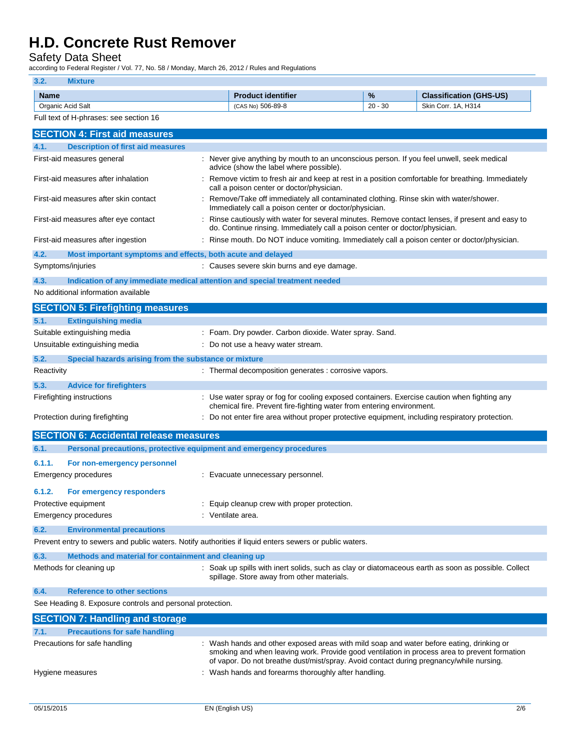### 3.2. Mixture

| Name | Product identifier | % | Classification (GHS-US) |
|---|---|---|---|
| Organic Acid Salt | (CAS No) 506-89-8 | 20 - 30 | Skin Corr. 1A, H314 |

Full text of H-phrases: see section 16

## SECTION 4: First aid measures

### 4.1. Description of first aid measures

First-aid measures general : Never give anything by mouth to an unconscious person. If you feel unwell, seek medical advice (show the label where possible).

First-aid measures after inhalation : Remove victim to fresh air and keep at rest in a position comfortable for breathing. Immediately call a poison center or doctor/physician.

First-aid measures after skin contact : Remove/Take off immediately all contaminated clothing. Rinse skin with water/shower. Immediately call a poison center or doctor/physician.

First-aid measures after eye contact : Rinse cautiously with water for several minutes. Remove contact lenses, if present and easy to do. Continue rinsing. Immediately call a poison center or doctor/physician.

First-aid measures after ingestion : Rinse mouth. Do NOT induce vomiting. Immediately call a poison center or doctor/physician.

### 4.2. Most important symptoms and effects, both acute and delayed

Symptoms/injuries : Causes severe skin burns and eye damage.

### 4.3. Indication of any immediate medical attention and special treatment needed

No additional information available

## SECTION 5: Firefighting measures

### 5.1. Extinguishing media

Suitable extinguishing media : Foam. Dry powder. Carbon dioxide. Water spray. Sand.

Unsuitable extinguishing media : Do not use a heavy water stream.

### 5.2. Special hazards arising from the substance or mixture

Reactivity : Thermal decomposition generates : corrosive vapors.

### 5.3. Advice for firefighters

Firefighting instructions : Use water spray or fog for cooling exposed containers. Exercise caution when fighting any chemical fire. Prevent fire-fighting water from entering environment.

Protection during firefighting : Do not enter fire area without proper protective equipment, including respiratory protection.

## SECTION 6: Accidental release measures

### 6.1. Personal precautions, protective equipment and emergency procedures

#### 6.1.1. For non-emergency personnel

Emergency procedures : Evacuate unnecessary personnel.

#### 6.1.2. For emergency responders

Protective equipment : Equip cleanup crew with proper protection.

Emergency procedures : Ventilate area.

### 6.2. Environmental precautions

Prevent entry to sewers and public waters. Notify authorities if liquid enters sewers or public waters.

### 6.3. Methods and material for containment and cleaning up

Methods for cleaning up : Soak up spills with inert solids, such as clay or diatomaceous earth as soon as possible. Collect spillage. Store away from other materials.

### 6.4. Reference to other sections

See Heading 8. Exposure controls and personal protection.

## SECTION 7: Handling and storage

### 7.1. Precautions for safe handling

Precautions for safe handling : Wash hands and other exposed areas with mild soap and water before eating, drinking or smoking and when leaving work. Provide good ventilation in process area to prevent formation of vapor. Do not breathe dust/mist/spray. Avoid contact during pregnancy/while nursing.

Hygiene measures : Wash hands and forearms thoroughly after handling.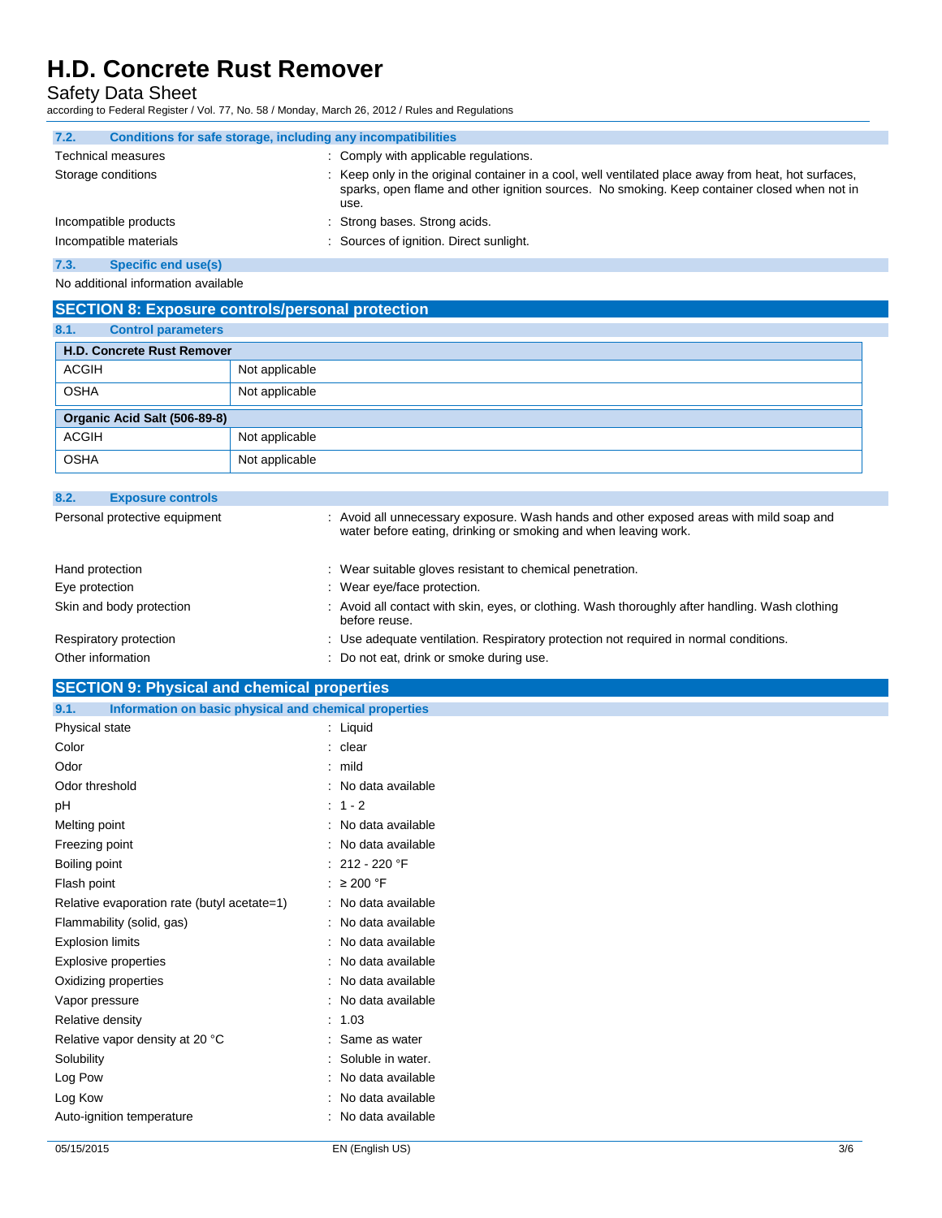### 7.2. Conditions for safe storage, including any incompatibilities

| | |
|---|---|
| Technical measures | : Comply with applicable regulations. |
| Storage conditions | : Keep only in the original container in a cool, well ventilated place away from heat, hot surfaces, sparks, open flame and other ignition sources. No smoking. Keep container closed when not in use. |
| Incompatible products | : Strong bases. Strong acids. |
| Incompatible materials | : Sources of ignition. Direct sunlight. |

### 7.3. Specific end use(s)

No additional information available

## SECTION 8: Exposure controls/personal protection

### 8.1. Control parameters

| H.D. Concrete Rust Remover | |
|---|---|
| ACGIH | Not applicable |
| OSHA | Not applicable |

| Organic Acid Salt (506-89-8) | |
|---|---|
| ACGIH | Not applicable |
| OSHA | Not applicable |

### 8.2. Exposure controls

| | |
|---|---|
| Personal protective equipment | : Avoid all unnecessary exposure. Wash hands and other exposed areas with mild soap and water before eating, drinking or smoking and when leaving work. |
| Hand protection | : Wear suitable gloves resistant to chemical penetration. |
| Eye protection | : Wear eye/face protection. |
| Skin and body protection | : Avoid all contact with skin, eyes, or clothing. Wash thoroughly after handling. Wash clothing before reuse. |
| Respiratory protection | : Use adequate ventilation. Respiratory protection not required in normal conditions. |
| Other information | : Do not eat, drink or smoke during use. |

## SECTION 9: Physical and chemical properties

### 9.1. Information on basic physical and chemical properties

| | |
|---|---|
| Physical state | : Liquid |
| Color | : clear |
| Odor | : mild |
| Odor threshold | : No data available |
| pH | : 1 - 2 |
| Melting point | : No data available |
| Freezing point | : No data available |
| Boiling point | : 212 - 220 °F |
| Flash point | : ≥ 200 °F |
| Relative evaporation rate (butyl acetate=1) | : No data available |
| Flammability (solid, gas) | : No data available |
| Explosion limits | : No data available |
| Explosive properties | : No data available |
| Oxidizing properties | : No data available |
| Vapor pressure | : No data available |
| Relative density | : 1.03 |
| Relative vapor density at 20 °C | : Same as water |
| Solubility | : Soluble in water. |
| Log Pow | : No data available |
| Log Kow | : No data available |
| Auto-ignition temperature | : No data available |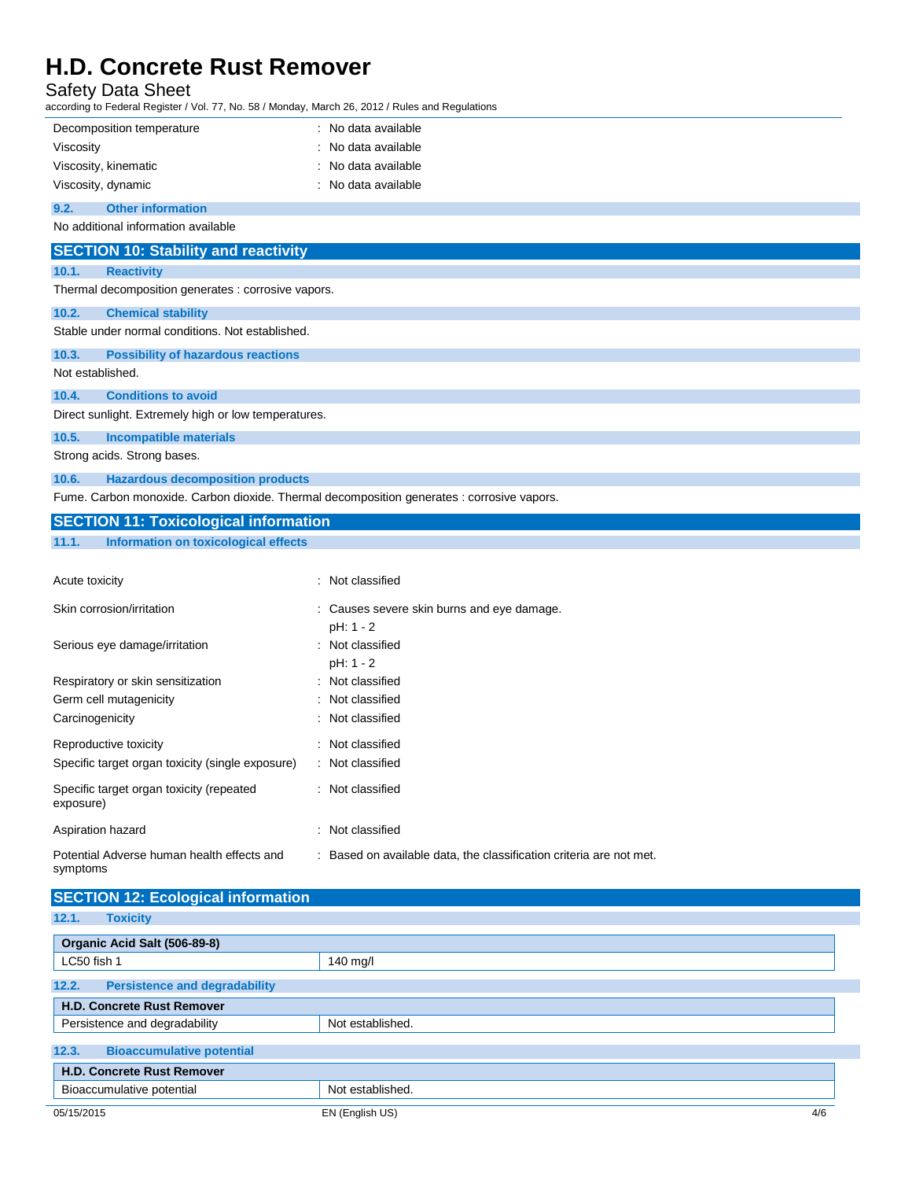| | |
|---|---|
| Decomposition temperature | : No data available |
| Viscosity | : No data available |
| Viscosity, kinematic | : No data available |
| Viscosity, dynamic | : No data available |

### 9.2. Other information

No additional information available

## SECTION 10: Stability and reactivity

### 10.1. Reactivity

Thermal decomposition generates : corrosive vapors.

### 10.2. Chemical stability

Stable under normal conditions. Not established.

### 10.3. Possibility of hazardous reactions

Not established.

### 10.4. Conditions to avoid

Direct sunlight. Extremely high or low temperatures.

### 10.5. Incompatible materials

Strong acids. Strong bases.

### 10.6. Hazardous decomposition products

Fume. Carbon monoxide. Carbon dioxide. Thermal decomposition generates : corrosive vapors.

## SECTION 11: Toxicological information

### 11.1. Information on toxicological effects

| | |
|---|---|
| Acute toxicity | : Not classified |
| Skin corrosion/irritation | : Causes severe skin burns and eye damage.<br>pH: 1 - 2 |
| Serious eye damage/irritation | : Not classified<br>pH: 1 - 2 |
| Respiratory or skin sensitization | : Not classified |
| Germ cell mutagenicity | : Not classified |
| Carcinogenicity | : Not classified |
| Reproductive toxicity | : Not classified |
| Specific target organ toxicity (single exposure) | : Not classified |
| Specific target organ toxicity (repeated exposure) | : Not classified |
| Aspiration hazard | : Not classified |
| Potential Adverse human health effects and symptoms | : Based on available data, the classification criteria are not met. |

## SECTION 12: Ecological information

### 12.1. Toxicity

| Organic Acid Salt (506-89-8) | |
|---|---|
| LC50 fish 1 | 140 mg/l |

### 12.2. Persistence and degradability

| H.D. Concrete Rust Remover | |
|---|---|
| Persistence and degradability | Not established. |

### 12.3. Bioaccumulative potential

| H.D. Concrete Rust Remover | |
|---|---|
| Bioaccumulative potential | Not established. |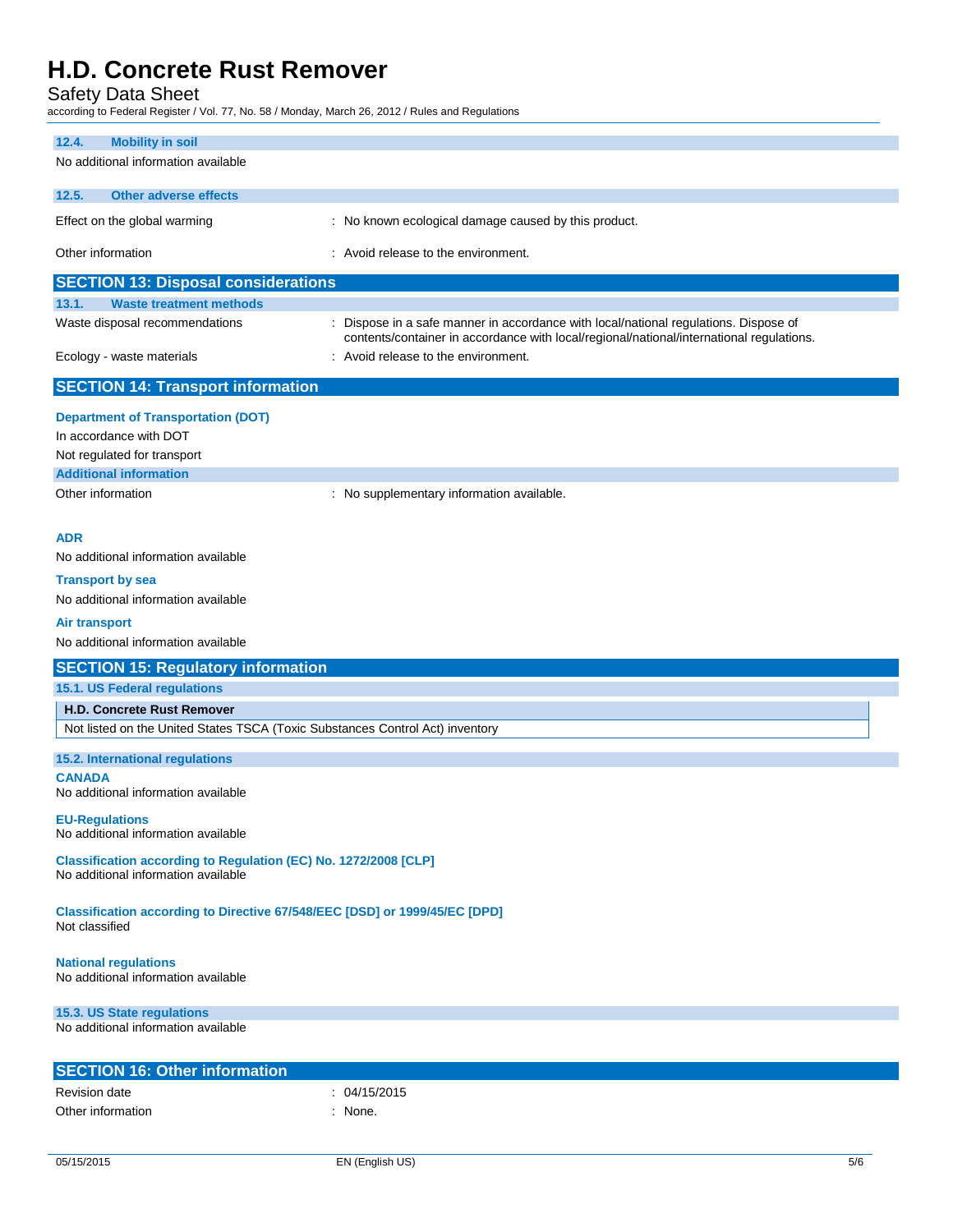### 12.4. Mobility in soil

No additional information available

### 12.5. Other adverse effects

Effect on the global warming : No known ecological damage caused by this product.

Other information : Avoid release to the environment.

## SECTION 13: Disposal considerations

### 13.1. Waste treatment methods

Waste disposal recommendations : Dispose in a safe manner in accordance with local/national regulations. Dispose of contents/container in accordance with local/regional/national/international regulations.

Ecology - waste materials : Avoid release to the environment.

## SECTION 14: Transport information

**Department of Transportation (DOT)**

In accordance with DOT

Not regulated for transport

**Additional information**

Other information : No supplementary information available.

**ADR**

No additional information available

**Transport by sea**

No additional information available

**Air transport**

No additional information available

## SECTION 15: Regulatory information

### 15.1. US Federal regulations

| H.D. Concrete Rust Remover |
|---|
| Not listed on the United States TSCA (Toxic Substances Control Act) inventory |

### 15.2. International regulations

**CANADA**

No additional information available

**EU-Regulations**

No additional information available

**Classification according to Regulation (EC) No. 1272/2008 [CLP]**

No additional information available

**Classification according to Directive 67/548/EEC [DSD] or 1999/45/EC [DPD]**

Not classified

**National regulations**

No additional information available

### 15.3. US State regulations

No additional information available

## SECTION 16: Other information

Revision date : 04/15/2015

Other information : None.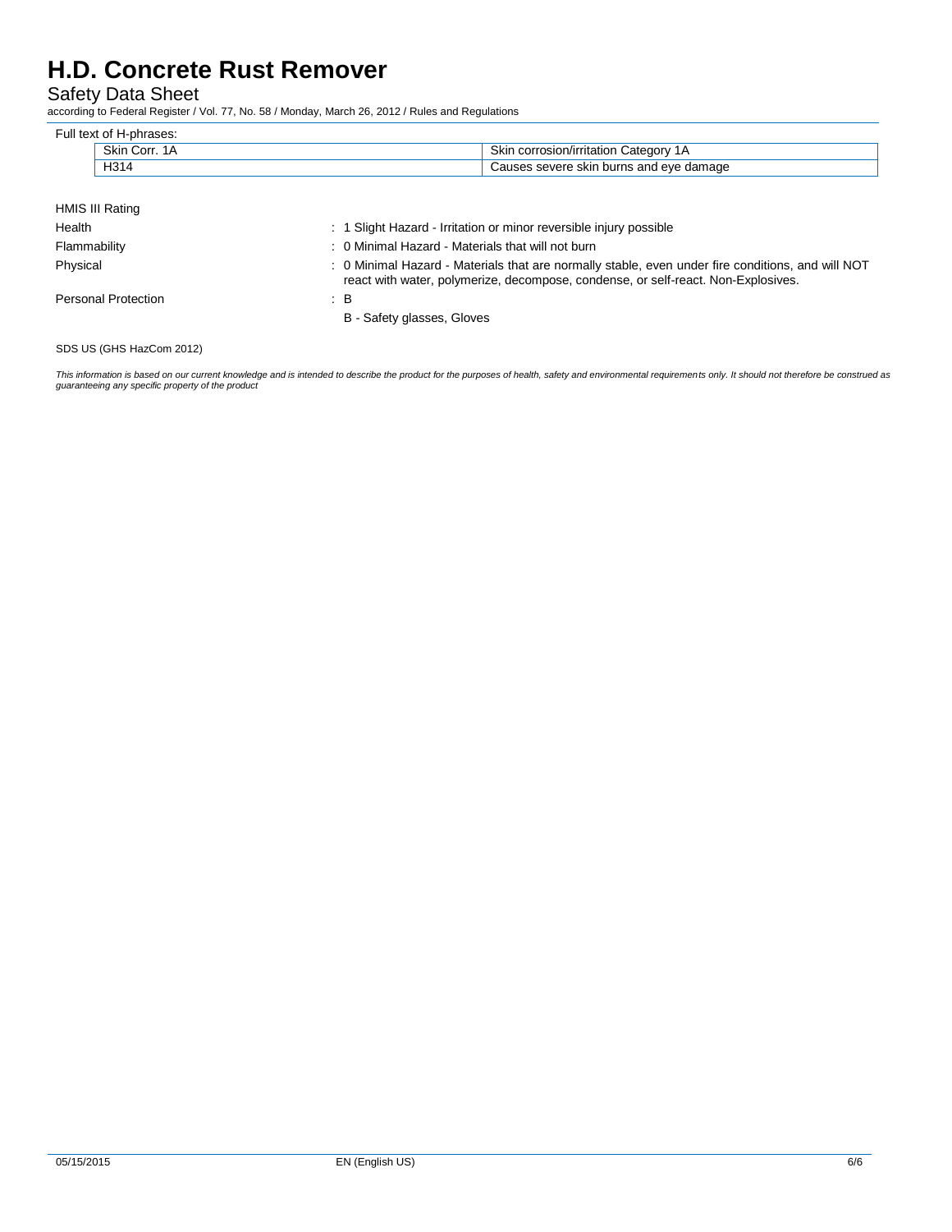Full text of H-phrases:

| | |
|---|---|
| Skin Corr. 1A | Skin corrosion/irritation Category 1A |
| H314 | Causes severe skin burns and eye damage |

HMIS III Rating

| | |
|---|---|
| Health | : 1 Slight Hazard - Irritation or minor reversible injury possible |
| Flammability | : 0 Minimal Hazard - Materials that will not burn |
| Physical | : 0 Minimal Hazard - Materials that are normally stable, even under fire conditions, and will NOT react with water, polymerize, decompose, condense, or self-react. Non-Explosives. |
| Personal Protection | : B<br>B - Safety glasses, Gloves |

SDS US (GHS HazCom 2012)

*This information is based on our current knowledge and is intended to describe the product for the purposes of health, safety and environmental requirements only. It should not therefore be construed as guaranteeing any specific property of the product*